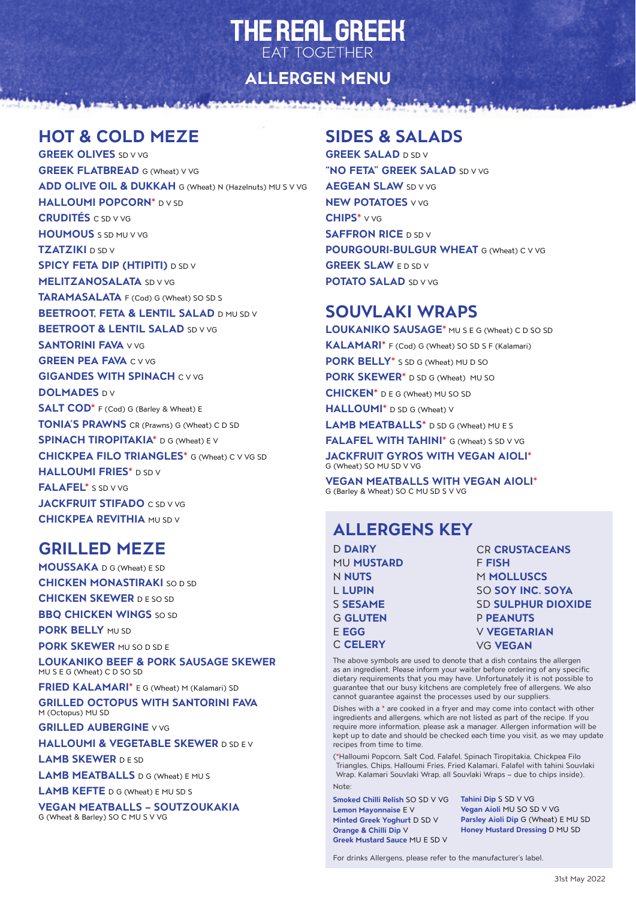# THE REAL GREEK

EAT TOGETHER

## ALLERGEN MENU

## HOT & COLD MEZE

**GREEK OLIVES** SD V VG

**GREEK FLATBREAD** G (Wheat) V VG

**ADD OLIVE OIL & DUKKAH** G (Wheat) N (Hazelnuts) MU S V VG

**HALLOUMI POPCORN*** D V SD

**CRUDITÉS** C SD V VG

**HOUMOUS** S SD MU V VG

**TZATZIKI** D SD V

**SPICY FETA DIP (HTIPITI)** D SD V

**MELITZANOSALATA** SD V VG

**TARAMASALATA** F (Cod) G (Wheat) SO SD S

**BEETROOT, FETA & LENTIL SALAD** D MU SD V

**BEETROOT & LENTIL SALAD** SD V VG

**SANTORINI FAVA** V VG

**GREEN PEA FAVA** C V VG

**GIGANDES WITH SPINACH** C V VG

**DOLMADES** D V

**SALT COD*** F (Cod) G (Barley & Wheat) E

**TONIA'S PRAWNS** CR (Prawns) G (Wheat) C D SD

**SPINACH TIROPITAKIA*** D G (Wheat) E V

**CHICKPEA FILO TRIANGLES*** G (Wheat) C V VG SD

**HALLOUMI FRIES*** D SD V

**FALAFEL*** S SD V VG

**JACKFRUIT STIFADO** C SD V VG

**CHICKPEA REVITHIA** MU SD V

## GRILLED MEZE

**MOUSSAKA** D G (Wheat) E SD

**CHICKEN MONASTIRAKI** SO D SD

**CHICKEN SKEWER** D E SO SD

**BBQ CHICKEN WINGS** SO SD

**PORK BELLY** MU SD

**PORK SKEWER** MU SO D SD E

**LOUKANIKO BEEF & PORK SAUSAGE SKEWER**
MU S E G (Wheat) C D SO SD

**FRIED KALAMARI*** E G (Wheat) M (Kalamari) SD

**GRILLED OCTOPUS WITH SANTORINI FAVA**
M (Octopus) MU SD

**GRILLED AUBERGINE** V VG

**HALLOUMI & VEGETABLE SKEWER** D SD E V

**LAMB SKEWER** D E SD

**LAMB MEATBALLS** D G (Wheat) E MU S

**LAMB KEFTE** D G (Wheat) E MU SD S

**VEGAN MEATBALLS – SOUTZOUKAKIA**
G (Wheat & Barley) SO C MU S V VG

## SIDES & SALADS

**GREEK SALAD** D SD V

**"NO FETA" GREEK SALAD** SD V VG

**AEGEAN SLAW** SD V VG

**NEW POTATOES** V VG

**CHIPS*** V VG

**SAFFRON RICE** D SD V

**POURGOURI-BULGUR WHEAT** G (Wheat) C V VG

**GREEK SLAW** E D SD V

**POTATO SALAD** SD V VG

## SOUVLAKI WRAPS

**LOUKANIKO SAUSAGE*** MU S E G (Wheat) C D SO SD

**KALAMARI*** F (Cod) G (Wheat) SO SD S F (Kalamari)

**PORK BELLY*** S SD G (Wheat) MU D SO

**PORK SKEWER*** D SD G (Wheat) MU SO

**CHICKEN*** D E G (Wheat) MU SO SD

**HALLOUMI*** D SD G (Wheat) V

**LAMB MEATBALLS*** D SD G (Wheat) MU E S

**FALAFEL WITH TAHINI*** G (Wheat) S SD V VG

**JACKFRUIT GYROS WITH VEGAN AIOLI***
G (Wheat) SO MU SD V VG

**VEGAN MEATBALLS WITH VEGAN AIOLI***
G (Barley & Wheat) SO C MU SD S V VG

## ALLERGENS KEY

| | |
|---|---|
| D **DAIRY** | CR **CRUSTACEANS** |
| MU **MUSTARD** | F **FISH** |
| N **NUTS** | M **MOLLUSCS** |
| L **LUPIN** | SO **SOY INC. SOYA** |
| S **SESAME** | SD **SULPHUR DIOXIDE** |
| G **GLUTEN** | P **PEANUTS** |
| E **EGG** | V **VEGETARIAN** |
| C **CELERY** | VG **VEGAN** |

The above symbols are used to denote that a dish contains the allergen as an ingredient. Please inform your waiter before ordering of any specific dietary requirements that you may have. Unfortunately it is not possible to guarantee that our busy kitchens are completely free of allergens. We also cannot guarantee against the processes used by our suppliers.

Dishes with a * are cooked in a fryer and may come into contact with other ingredients and allergens, which are not listed as part of the recipe. If you require more information, please ask a manager. Allergen information will be kept up to date and should be checked each time you visit, as we may update recipes from time to time.

(*Halloumi Popcorn, Salt Cod, Falafel, Spinach Tiropitakia, Chickpea Filo Triangles, Chips, Halloumi Fries, Fried Kalamari, Falafel with tahini Souvlaki Wrap, Kalamari Souvlaki Wrap, all Souvlaki Wraps – due to chips inside).

Note:

**Smoked Chilli Relish** SO SD V VG

**Lemon Mayonnaise** E V

**Minted Greek Yoghurt** D SD V

**Orange & Chilli Dip** V

**Greek Mustard Sauce** MU E SD V

**Tahini Dip** S SD V VG

**Vegan Aioli** MU SO SD V VG

**Parsley Aioli Dip** G (Wheat) E MU SD

**Honey Mustard Dressing** D MU SD

For drinks Allergens, please refer to the manufacturer's label.

31st May 2022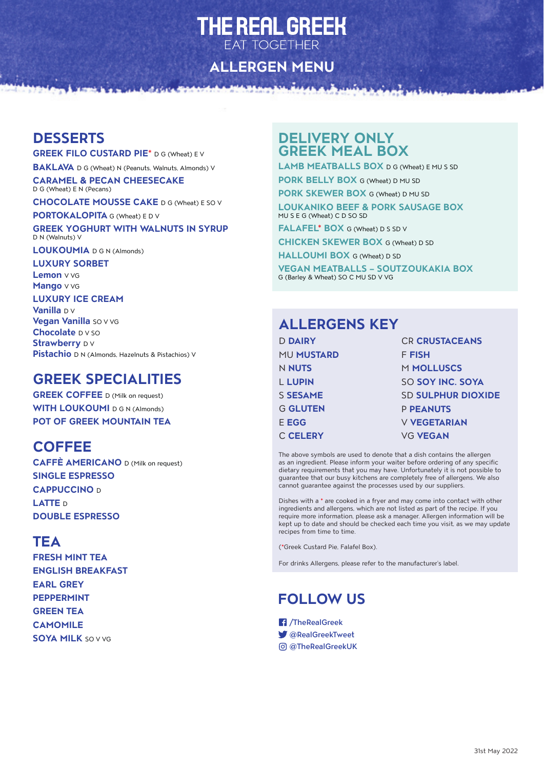# THE REAL GREEK

EAT TOGETHER

## ALLERGEN MENU

## DESSERTS

**GREEK FILO CUSTARD PIE*** D G (Wheat) E V

**BAKLAVA** D G (Wheat) N (Peanuts, Walnuts, Almonds) V

**CARAMEL & PECAN CHEESECAKE**
D G (Wheat) E N (Pecans)

**CHOCOLATE MOUSSE CAKE** D G (Wheat) E SO V

**PORTOKALOPITA** G (Wheat) E D V

**GREEK YOGHURT WITH WALNUTS IN SYRUP**
D N (Walnuts) V

**LOUKOUMIA** D G N (Almonds)

**LUXURY SORBET**
**Lemon** V VG
**Mango** V VG

**LUXURY ICE CREAM**
**Vanilla** D V
**Vegan Vanilla** SO V VG
**Chocolate** D V SO
**Strawberry** D V
**Pistachio** D N (Almonds, Hazelnuts & Pistachios) V

## GREEK SPECIALITIES

**GREEK COFFEE** D (Milk on request)

**WITH LOUKOUMI** D G N (Almonds)

**POT OF GREEK MOUNTAIN TEA**

## COFFEE

**CAFFÈ AMERICANO** D (Milk on request)

**SINGLE ESPRESSO**

**CAPPUCCINO** D

**LATTE** D

**DOUBLE ESPRESSO**

## TEA

**FRESH MINT TEA**

**ENGLISH BREAKFAST**

**EARL GREY**

**PEPPERMINT**

**GREEN TEA**

**CAMOMILE**

**SOYA MILK** SO V VG

## DELIVERY ONLY GREEK MEAL BOX

**LAMB MEATBALLS BOX** D G (Wheat) E MU S SD

**PORK BELLY BOX** G (Wheat) D MU SD

**PORK SKEWER BOX** G (Wheat) D MU SD

**LOUKANIKO BEEF & PORK SAUSAGE BOX**
MU S E G (Wheat) C D SO SD

**FALAFEL* BOX** G (Wheat) D S SD V

**CHICKEN SKEWER BOX** G (Wheat) D SD

**HALLOUMI BOX** G (Wheat) D SD

**VEGAN MEATBALLS – SOUTZOUKAKIA BOX**
G (Barley & Wheat) SO C MU SD V VG

## ALLERGENS KEY

| | |
|---|---|
| D **DAIRY** | CR **CRUSTACEANS** |
| MU **MUSTARD** | F **FISH** |
| N **NUTS** | M **MOLLUSCS** |
| L **LUPIN** | SO **SOY INC. SOYA** |
| S **SESAME** | SD **SULPHUR DIOXIDE** |
| G **GLUTEN** | P **PEANUTS** |
| E **EGG** | V **VEGETARIAN** |
| C **CELERY** | VG **VEGAN** |

The above symbols are used to denote that a dish contains the allergen as an ingredient. Please inform your waiter before ordering of any specific dietary requirements that you may have. Unfortunately it is not possible to guarantee that our busy kitchens are completely free of allergens. We also cannot guarantee against the processes used by our suppliers.

Dishes with a * are cooked in a fryer and may come into contact with other ingredients and allergens, which are not listed as part of the recipe. If you require more information, please ask a manager. Allergen information will be kept up to date and should be checked each time you visit, as we may update recipes from time to time.

(*Greek Custard Pie, Falafel Box).

For drinks Allergens, please refer to the manufacturer's label.

## FOLLOW US

/TheRealGreek
@RealGreekTweet
@TheRealGreekUK

31st May 2022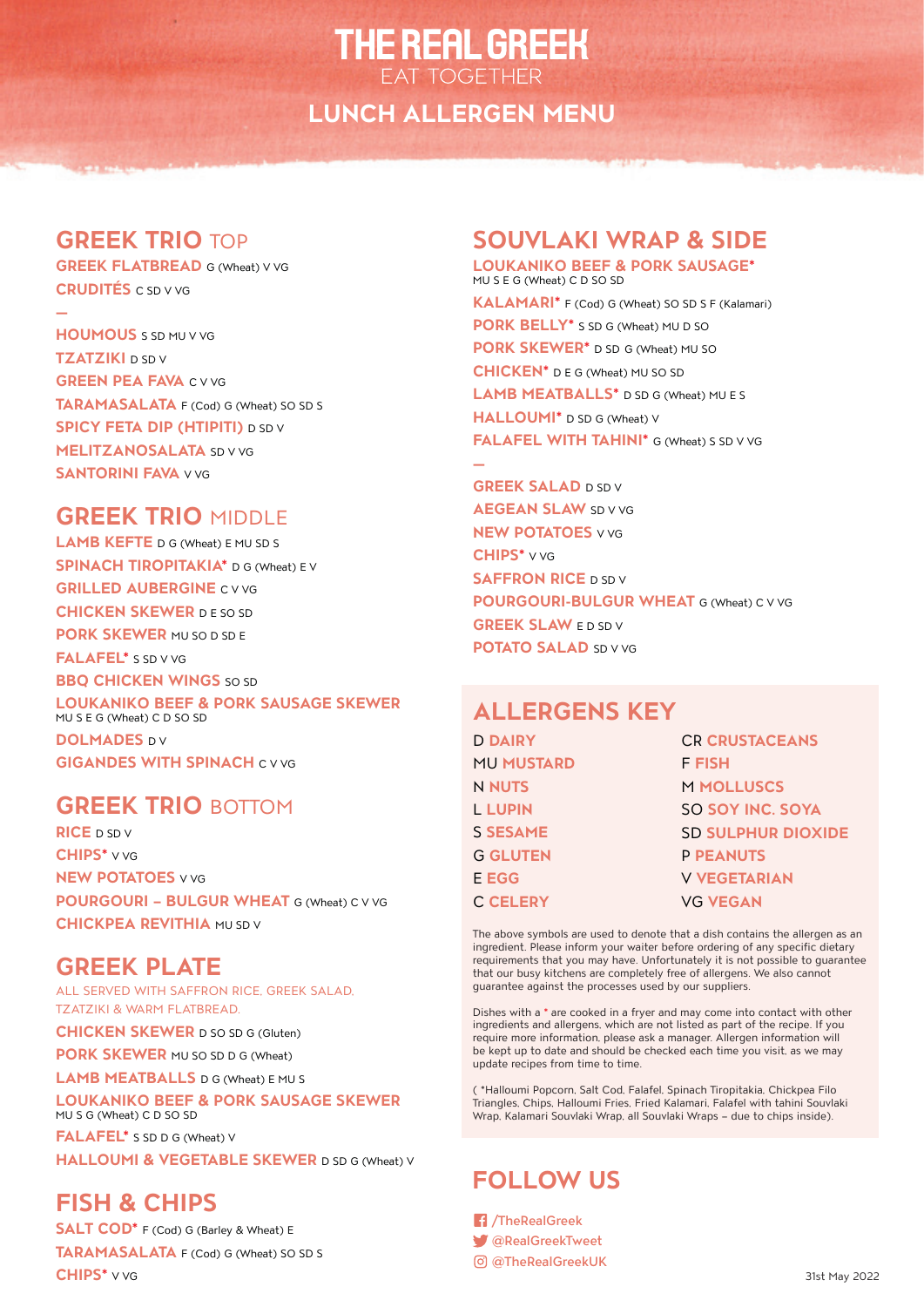# THE REAL GREEK

EAT TOGETHER

## LUNCH ALLERGEN MENU

## GREEK TRIO TOP

**GREEK FLATBREAD** G (Wheat) V VG

**CRUDITÉS** C SD V VG

—

**HOUMOUS** S SD MU V VG

**TZATZIKI** D SD V

**GREEN PEA FAVA** C V VG

**TARAMASALATA** F (Cod) G (Wheat) SO SD S

**SPICY FETA DIP (HTIPITI)** D SD V

**MELITZANOSALATA** SD V VG

**SANTORINI FAVA** V VG

## GREEK TRIO MIDDLE

**LAMB KEFTE** D G (Wheat) E MU SD S

**SPINACH TIROPITAKIA*** D G (Wheat) E V

**GRILLED AUBERGINE** C V VG

**CHICKEN SKEWER** D E SO SD

**PORK SKEWER** MU SO D SD E

**FALAFEL*** S SD V VG

**BBQ CHICKEN WINGS** SO SD

**LOUKANIKO BEEF & PORK SAUSAGE SKEWER** MU S E G (Wheat) C D SO SD

**DOLMADES** D V

**GIGANDES WITH SPINACH** C V VG

## GREEK TRIO BOTTOM

**RICE** D SO V

**CHIPS*** V VG

**NEW POTATOES** V VG

**POURGOURI – BULGUR WHEAT** G (Wheat) C V VG

**CHICKPEA REVITHIA** MU SD V

## GREEK PLATE

ALL SERVED WITH SAFFRON RICE, GREEK SALAD, TZATZIKI & WARM FLATBREAD.

**CHICKEN SKEWER** D SO SD G (Gluten)

**PORK SKEWER** MU SO SD D G (Wheat)

**LAMB MEATBALLS** D G (Wheat) E MU S

**LOUKANIKO BEEF & PORK SAUSAGE SKEWER** MU S G (Wheat) C D SO SD

**FALAFEL*** S SD D G (Wheat) V

**HALLOUMI & VEGETABLE SKEWER** D SD G (Wheat) V

## FISH & CHIPS

**SALT COD*** F (Cod) G (Barley & Wheat) E

**TARAMASALATA** F (Cod) G (Wheat) SO SD S

**CHIPS*** V VG

## SOUVLAKI WRAP & SIDE

**LOUKANIKO BEEF & PORK SAUSAGE*** MU S E G (Wheat) C D SO SD

**KALAMARI*** F (Cod) G (Wheat) SO SD S F (Kalamari)

**PORK BELLY*** S SD G (Wheat) MU D SO

**PORK SKEWER*** D SD G (Wheat) MU SO

**CHICKEN*** D E G (Wheat) MU SO SD

**LAMB MEATBALLS*** D SD G (Wheat) MU E S

**HALLOUMI*** D SD G (Wheat) V

**FALAFEL WITH TAHINI*** G (Wheat) S SD V VG

—

**GREEK SALAD** D SD V

**AEGEAN SLAW** SD V VG

**NEW POTATOES** V VG

**CHIPS*** V VG

**SAFFRON RICE** D SD V

**POURGOURI-BULGUR WHEAT** G (Wheat) C V VG

**GREEK SLAW** E D SD V

**POTATO SALAD** SD V VG

## ALLERGENS KEY

| | |
|---|---|
| D DAIRY | CR CRUSTACEANS |
| MU MUSTARD | F FISH |
| N NUTS | M MOLLUSCS |
| L LUPIN | SO SOY INC. SOYA |
| S SESAME | SD SULPHUR DIOXIDE |
| G GLUTEN | P PEANUTS |
| E EGG | V VEGETARIAN |
| C CELERY | VG VEGAN |

The above symbols are used to denote that a dish contains the allergen as an ingredient. Please inform your waiter before ordering of any specific dietary requirements that you may have. Unfortunately it is not possible to guarantee that our busy kitchens are completely free of allergens. We also cannot guarantee against the processes used by our suppliers.

Dishes with a * are cooked in a fryer and may come into contact with other ingredients and allergens, which are not listed as part of the recipe. If you require more information, please ask a manager. Allergen information will be kept up to date and should be checked each time you visit, as we may update recipes from time to time.

( *Halloumi Popcorn, Salt Cod, Falafel, Spinach Tiropitakia, Chickpea Filo Triangles, Chips, Halloumi Fries, Fried Kalamari, Falafel with tahini Souvlaki Wrap, Kalamari Souvlaki Wrap, all Souvlaki Wraps – due to chips inside).

## FOLLOW US

/TheRealGreek

@RealGreekTweet

@TheRealGreekUK

31st May 2022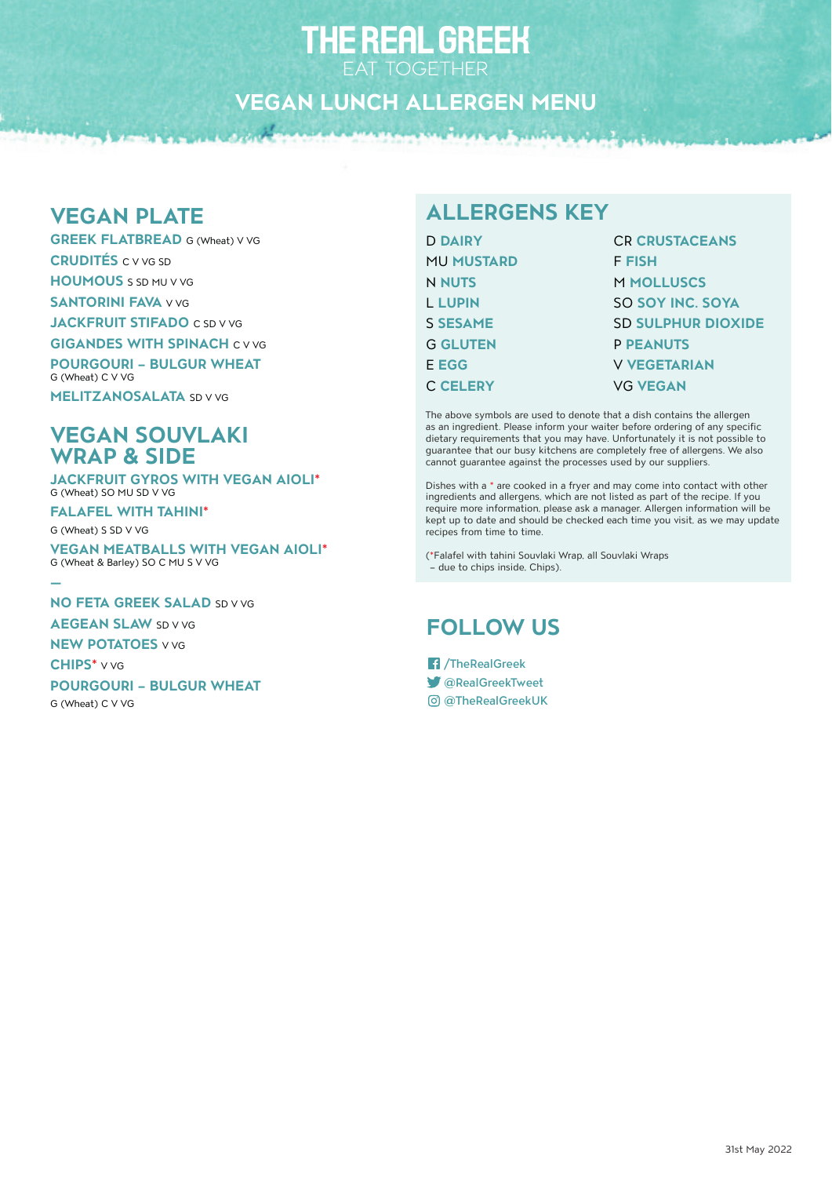# THE REAL GREEK

EAT TOGETHER

## VEGAN LUNCH ALLERGEN MENU

## VEGAN PLATE

**GREEK FLATBREAD** G (Wheat) V VG

**CRUDITÉS** C V VG SD

**HOUMOUS** S SD MU V VG

**SANTORINI FAVA** V VG

**JACKFRUIT STIFADO** C SD V VG

**GIGANDES WITH SPINACH** C V VG

**POURGOURI – BULGUR WHEAT**
G (Wheat) C V VG

**MELITZANOSALATA** SD V VG

## VEGAN SOUVLAKI WRAP & SIDE

**JACKFRUIT GYROS WITH VEGAN AIOLI***
G (Wheat) SO MU SD V VG

**FALAFEL WITH TAHINI***
G (Wheat) S SD V VG

**VEGAN MEATBALLS WITH VEGAN AIOLI***
G (Wheat & Barley) SO C MU S V VG

—

**NO FETA GREEK SALAD** SD V VG

**AEGEAN SLAW** SD V VG

**NEW POTATOES** V VG

**CHIPS*** V VG

**POURGOURI – BULGUR WHEAT**
G (Wheat) C V VG

## ALLERGENS KEY

| | | | |
|---|---|---|---|
| D | DAIRY | CR | CRUSTACEANS |
| MU | MUSTARD | F | FISH |
| N | NUTS | M | MOLLUSCS |
| L | LUPIN | SO | SOY INC. SOYA |
| S | SESAME | SD | SULPHUR DIOXIDE |
| G | GLUTEN | P | PEANUTS |
| E | EGG | V | VEGETARIAN |
| C | CELERY | VG | VEGAN |

The above symbols are used to denote that a dish contains the allergen as an ingredient. Please inform your waiter before ordering of any specific dietary requirements that you may have. Unfortunately it is not possible to guarantee that our busy kitchens are completely free of allergens. We also cannot guarantee against the processes used by our suppliers.

Dishes with a * are cooked in a fryer and may come into contact with other ingredients and allergens, which are not listed as part of the recipe. If you require more information, please ask a manager. Allergen information will be kept up to date and should be checked each time you visit, as we may update recipes from time to time.

(*Falafel with tahini Souvlaki Wrap, all Souvlaki Wraps – due to chips inside, Chips).

## FOLLOW US

/TheRealGreek

@RealGreekTweet

@TheRealGreekUK

31st May 2022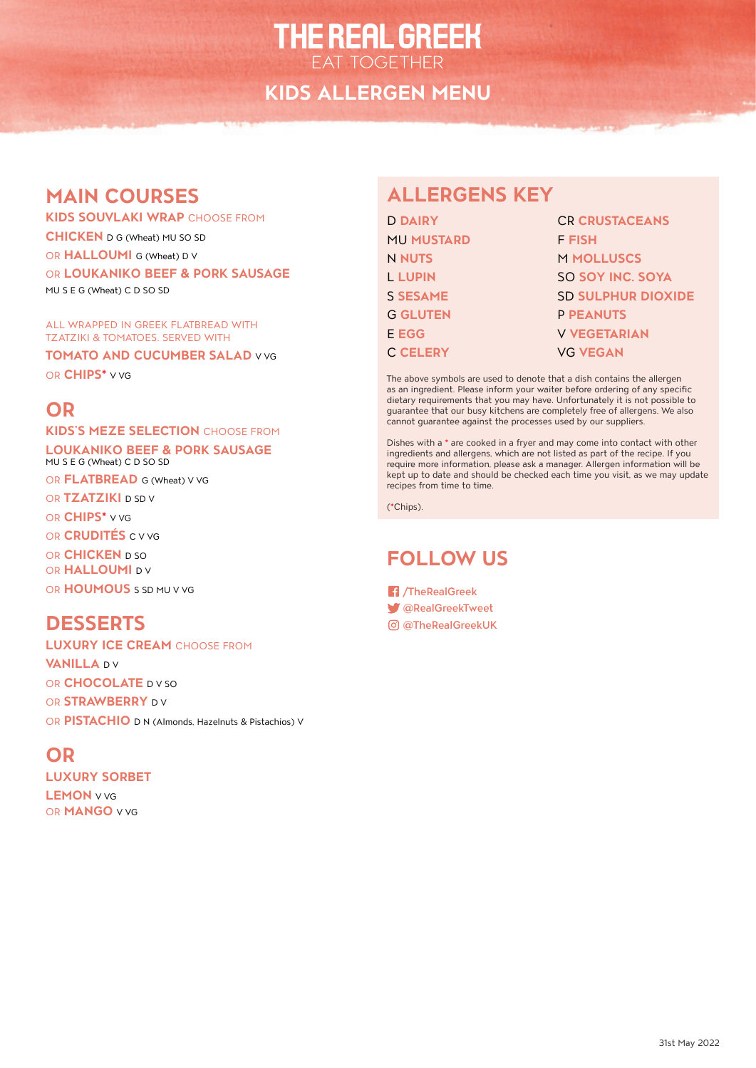# THE REAL GREEK

EAT TOGETHER

## KIDS ALLERGEN MENU

## MAIN COURSES

**KIDS SOUVLAKI WRAP** CHOOSE FROM

**CHICKEN** D G (Wheat) MU SO SD

OR **HALLOUMI** G (Wheat) D V

OR **LOUKANIKO BEEF & PORK SAUSAGE** MU S E G (Wheat) C D SO SD

ALL WRAPPED IN GREEK FLATBREAD WITH TZATZIKI & TOMATOES. SERVED WITH

**TOMATO AND CUCUMBER SALAD** V VG

OR **CHIPS*** V VG

## OR

**KIDS'S MEZE SELECTION** CHOOSE FROM

**LOUKANIKO BEEF & PORK SAUSAGE** MU S E G (Wheat) C D SO SD

OR **FLATBREAD** G (Wheat) V VG

OR **TZATZIKI** D SD V

OR **CHIPS*** V VG

OR **CRUDITÉS** C V VG

OR **CHICKEN** D SO

OR **HALLOUMI** D V

OR **HOUMOUS** S SD MU V VG

## DESSERTS

**LUXURY ICE CREAM** CHOOSE FROM

**VANILLA** D V

OR **CHOCOLATE** D V SO

OR **STRAWBERRY** D V

OR **PISTACHIO** D N (Almonds, Hazelnuts & Pistachios) V

## OR

**LUXURY SORBET**

**LEMON** V VG

OR **MANGO** V VG

## ALLERGENS KEY

| | |
|---|---|
| D DAIRY | CR CRUSTACEANS |
| MU MUSTARD | F FISH |
| N NUTS | M MOLLUSCS |
| L LUPIN | SO SOY INC. SOYA |
| S SESAME | SD SULPHUR DIOXIDE |
| G GLUTEN | P PEANUTS |
| E EGG | V VEGETARIAN |
| C CELERY | VG VEGAN |

The above symbols are used to denote that a dish contains the allergen as an ingredient. Please inform your waiter before ordering of any specific dietary requirements that you may have. Unfortunately it is not possible to guarantee that our busy kitchens are completely free of allergens. We also cannot guarantee against the processes used by our suppliers.

Dishes with a * are cooked in a fryer and may come into contact with other ingredients and allergens, which are not listed as part of the recipe. If you require more information, please ask a manager. Allergen information will be kept up to date and should be checked each time you visit, as we may update recipes from time to time.

(*Chips).

## FOLLOW US

/TheRealGreek

@RealGreekTweet

@TheRealGreekUK

31st May 2022